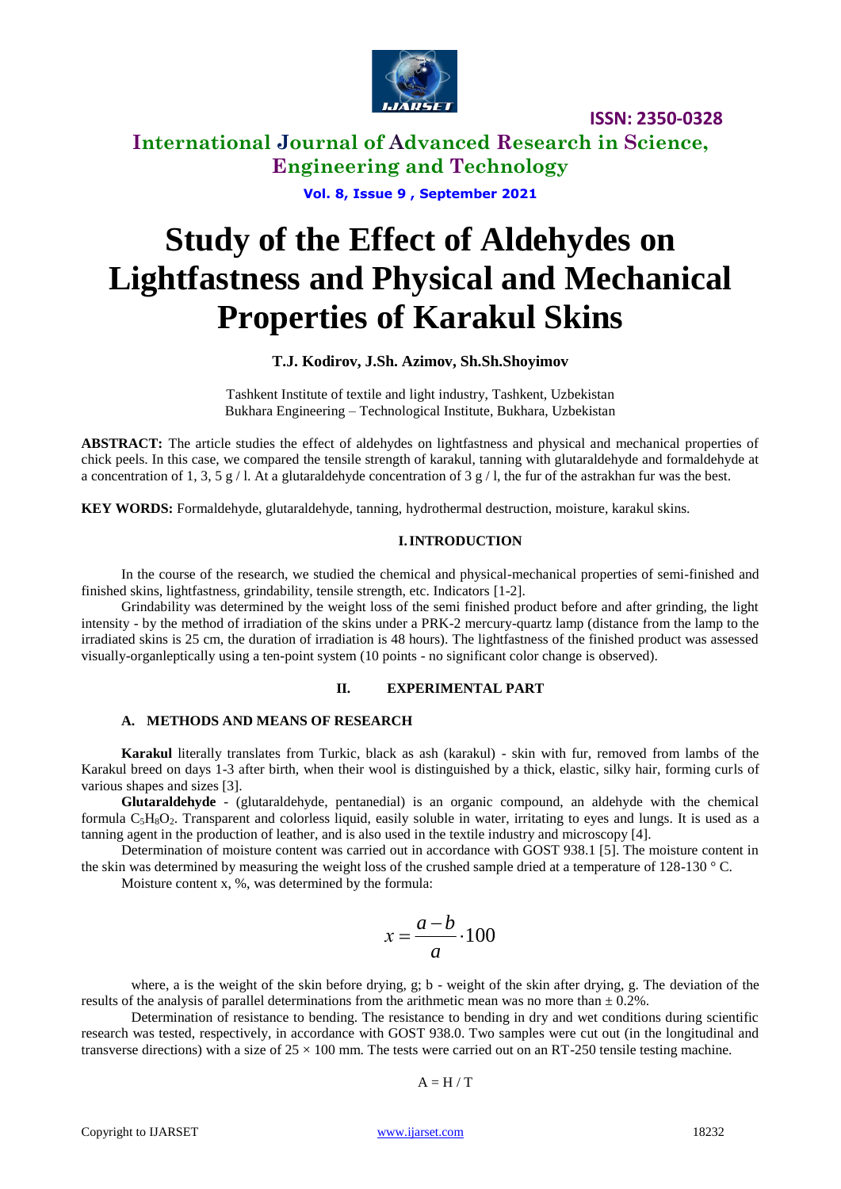# Study of the Effect of Aldehydes on Lightfastness and Physical and Mechanical Properties of Karakul Skins

**T.J. Kodirov, J.Sh. Azimov, Sh.Sh.Shoyimov**

Tashkent Institute of textile and light industry, Tashkent, Uzbekistan
Bukhara Engineering – Technological Institute, Bukhara, Uzbekistan

**ABSTRACT:** The article studies the effect of aldehydes on lightfastness and physical and mechanical properties of chick peels. In this case, we compared the tensile strength of karakul, tanning with glutaraldehyde and formaldehyde at a concentration of 1, 3, 5 g / l. At a glutaraldehyde concentration of 3 g / l, the fur of the astrakhan fur was the best.

**KEY WORDS:** Formaldehyde, glutaraldehyde, tanning, hydrothermal destruction, moisture, karakul skins.

## I. INTRODUCTION

In the course of the research, we studied the chemical and physical-mechanical properties of semi-finished and finished skins, lightfastness, grindability, tensile strength, etc. Indicators [1-2].

Grindability was determined by the weight loss of the semi finished product before and after grinding, the light intensity - by the method of irradiation of the skins under a PRK-2 mercury-quartz lamp (distance from the lamp to the irradiated skins is 25 cm, the duration of irradiation is 48 hours). The lightfastness of the finished product was assessed visually-organleptically using a ten-point system (10 points - no significant color change is observed).

## II. EXPERIMENTAL PART

### A. METHODS AND MEANS OF RESEARCH

**Karakul** literally translates from Turkic, black as ash (karakul) - skin with fur, removed from lambs of the Karakul breed on days 1-3 after birth, when their wool is distinguished by a thick, elastic, silky hair, forming curls of various shapes and sizes [3].

**Glutaraldehyde** - (glutaraldehyde, pentanedial) is an organic compound, an aldehyde with the chemical formula $C_5H_8O_2$. Transparent and colorless liquid, easily soluble in water, irritating to eyes and lungs. It is used as a tanning agent in the production of leather, and is also used in the textile industry and microscopy [4].

Determination of moisture content was carried out in accordance with GOST 938.1 [5]. The moisture content in the skin was determined by measuring the weight loss of the crushed sample dried at a temperature of 128-130 ° C.

Moisture content x, %, was determined by the formula:

$$x = \frac{a - b}{a} \cdot 100$$

where, a is the weight of the skin before drying, g; b - weight of the skin after drying, g. The deviation of the results of the analysis of parallel determinations from the arithmetic mean was no more than ± 0.2%.

Determination of resistance to bending. The resistance to bending in dry and wet conditions during scientific research was tested, respectively, in accordance with GOST 938.0. Two samples were cut out (in the longitudinal and transverse directions) with a size of 25 × 100 mm. The tests were carried out on an RT-250 tensile testing machine.

$$A = H / T$$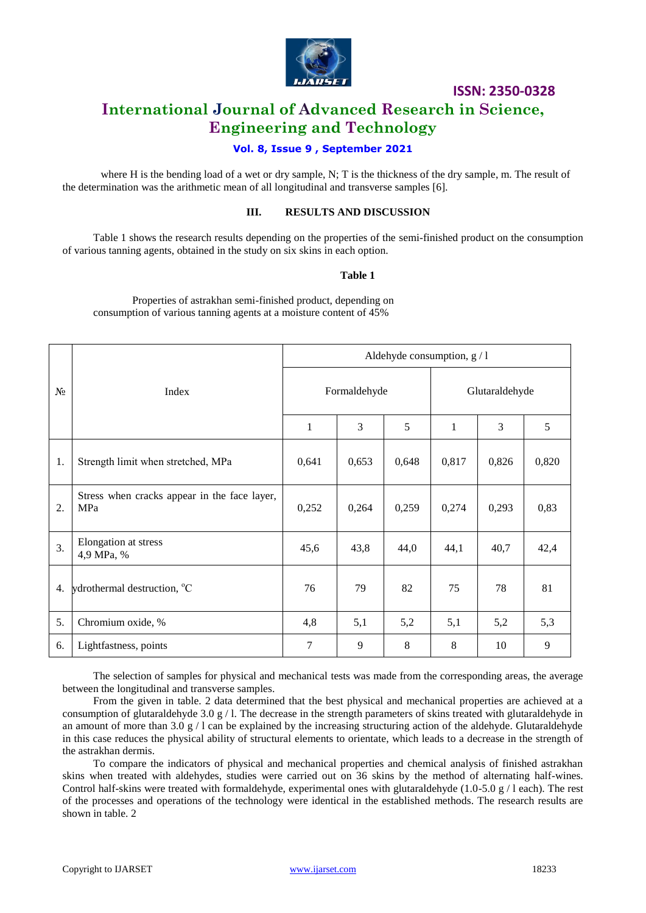where H is the bending load of a wet or dry sample, N; T is the thickness of the dry sample, m. The result of the determination was the arithmetic mean of all longitudinal and transverse samples [6].

## III. RESULTS AND DISCUSSION

Table 1 shows the research results depending on the properties of the semi-finished product on the consumption of various tanning agents, obtained in the study on six skins in each option.

**Table 1**

Properties of astrakhan semi-finished product, depending on consumption of various tanning agents at a moisture content of 45%

| № | Index | Aldehyde consumption, g / l | | | | | |
|---|---|---|---|---|---|---|---|
| | | Formaldehyde | | | Glutaraldehyde | | |
| | | 1 | 3 | 5 | 1 | 3 | 5 |
| 1. | Strength limit when stretched, MPa | 0,641 | 0,653 | 0,648 | 0,817 | 0,826 | 0,820 |
| 2. | Stress when cracks appear in the face layer, MPa | 0,252 | 0,264 | 0,259 | 0,274 | 0,293 | 0,83 |
| 3. | Elongation at stress 4,9 MPa, % | 45,6 | 43,8 | 44,0 | 44,1 | 40,7 | 42,4 |
| 4. | ydrothermal destruction, °C | 76 | 79 | 82 | 75 | 78 | 81 |
| 5. | Chromium oxide, % | 4,8 | 5,1 | 5,2 | 5,1 | 5,2 | 5,3 |
| 6. | Lightfastness, points | 7 | 9 | 8 | 8 | 10 | 9 |

The selection of samples for physical and mechanical tests was made from the corresponding areas, the average between the longitudinal and transverse samples.

From the given in table. 2 data determined that the best physical and mechanical properties are achieved at a consumption of glutaraldehyde 3.0 g / l. The decrease in the strength parameters of skins treated with glutaraldehyde in an amount of more than 3.0 g / l can be explained by the increasing structuring action of the aldehyde. Glutaraldehyde in this case reduces the physical ability of structural elements to orientate, which leads to a decrease in the strength of the astrakhan dermis.

To compare the indicators of physical and mechanical properties and chemical analysis of finished astrakhan skins when treated with aldehydes, studies were carried out on 36 skins by the method of alternating half-wines. Control half-skins were treated with formaldehyde, experimental ones with glutaraldehyde (1.0-5.0 g / l each). The rest of the processes and operations of the technology were identical in the established methods. The research results are shown in table. 2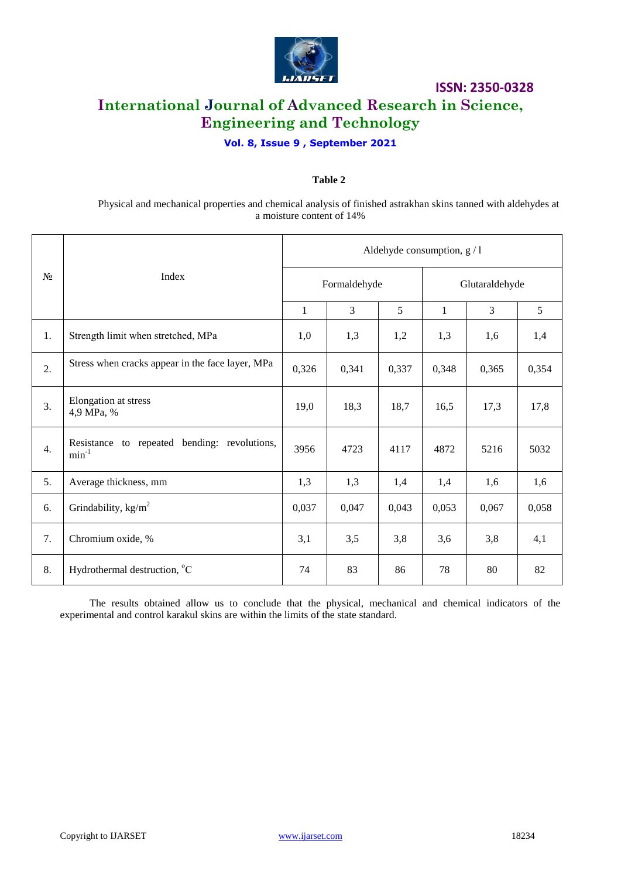**Table 2**

Physical and mechanical properties and chemical analysis of finished astrakhan skins tanned with aldehydes at a moisture content of 14%

| № | Index | Aldehyde consumption, g / l | | | | | |
|---|---|---|---|---|---|---|---|
| | | Formaldehyde | | | Glutaraldehyde | | |
| | | 1 | 3 | 5 | 1 | 3 | 5 |
| 1. | Strength limit when stretched, MPa | 1,0 | 1,3 | 1,2 | 1,3 | 1,6 | 1,4 |
| 2. | Stress when cracks appear in the face layer, MPa | 0,326 | 0,341 | 0,337 | 0,348 | 0,365 | 0,354 |
| 3. | Elongation at stress 4,9 MPa, % | 19,0 | 18,3 | 18,7 | 16,5 | 17,3 | 17,8 |
| 4. | Resistance to repeated bending: revolutions, $min^{-1}$ | 3956 | 4723 | 4117 | 4872 | 5216 | 5032 |
| 5. | Average thickness, mm | 1,3 | 1,3 | 1,4 | 1,4 | 1,6 | 1,6 |
| 6. | Grindability, $kg/m^2$ | 0,037 | 0,047 | 0,043 | 0,053 | 0,067 | 0,058 |
| 7. | Chromium oxide, % | 3,1 | 3,5 | 3,8 | 3,6 | 3,8 | 4,1 |
| 8. | Hydrothermal destruction, $^{o}C$ | 74 | 83 | 86 | 78 | 80 | 82 |

The results obtained allow us to conclude that the physical, mechanical and chemical indicators of the experimental and control karakul skins are within the limits of the state standard.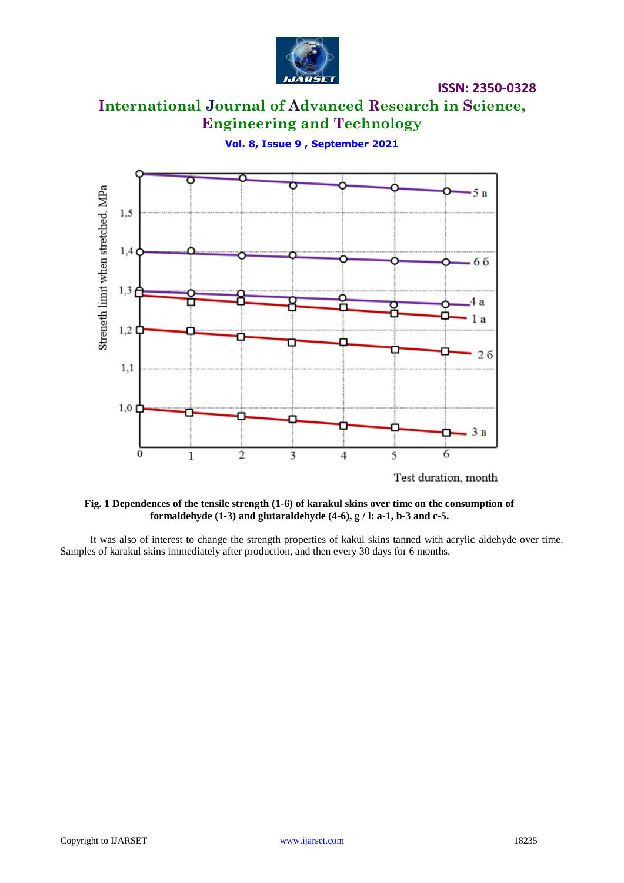**Fig. 1 Dependences of the tensile strength (1-6) of karakul skins over time on the consumption of formaldehyde (1-3) and glutaraldehyde (4-6), g / l: a-1, b-3 and c-5.**

It was also of interest to change the strength properties of kakul skins tanned with acrylic aldehyde over time. Samples of karakul skins immediately after production, and then every 30 days for 6 months.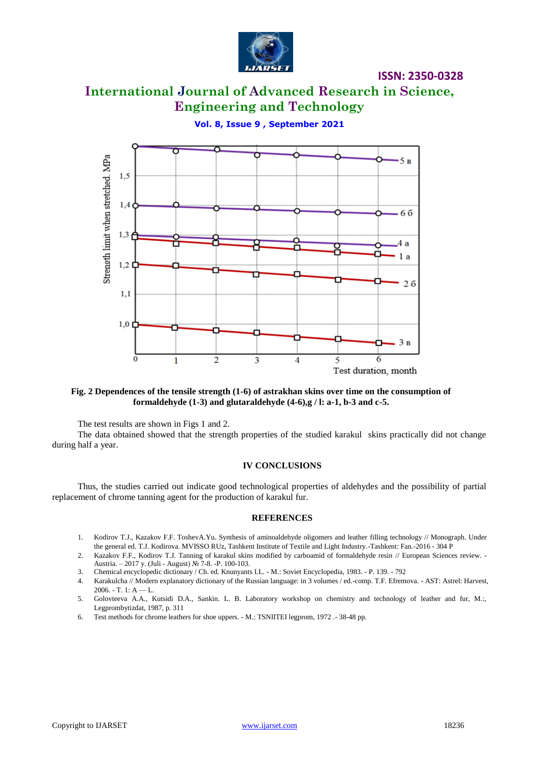Strength limit when stretched, MPa

1,5
1,4
1,3
1,2
1,1
1,0

0 1 2 3 4 5 6

Test duration, month

5 в
6 б
4 a
1 a
2 б
3 в

**Fig. 2 Dependences of the tensile strength (1-6) of astrakhan skins over time on the consumption of formaldehyde (1-3) and glutaraldehyde (4-6),g / l: a-1, b-3 and c-5.**

The test results are shown in Figs 1 and 2.

The data obtained showed that the strength properties of the studied karakul skins practically did not change during half a year.

## IV CONCLUSIONS

Thus, the studies carried out indicate good technological properties of aldehydes and the possibility of partial replacement of chrome tanning agent for the production of karakul fur.

## REFERENCES

1. Kodirov T.J., Kazakov F.F. ToshevA.Yu. Synthesis of aminoaldehyde oligomers and leather filling technology // Monograph. Under the general ed. T.J. Kodirova. MVISSO RUz, Tashkent Institute of Textile and Light Industry.-Tashkent: Fan.-2016 - 304 P
2. Kazakov F.F., Kodirov T.J. Tanning of karakul skins modified by carboamid of formaldehyde resin // European Sciences review. - Austria. – 2017 y. (Juli - August) № 7-8. -P. 100-103.
3. Chemical encyclopedic dictionary / Ch. ed. Knunyants I.L. - M.: Soviet Encyclopedia, 1983. - P. 139. - 792
4. Karakulcha // Modern explanatory dictionary of the Russian language: in 3 volumes / ed.-comp. T.F. Efremova. - AST: Astrel: Harvest, 2006. - T. 1: A — L.
5. Golovteeva A.A., Kutsidi D.A., Sankin. L. B. Laboratory workshop on chemistry and technology of leather and fur, M.:, Legprombytizdat, 1987, p. 311
6. Test methods for chrome leathers for shoe uppers. - M.: TSNIITEI legprom, 1972 .- 38-48 pp.